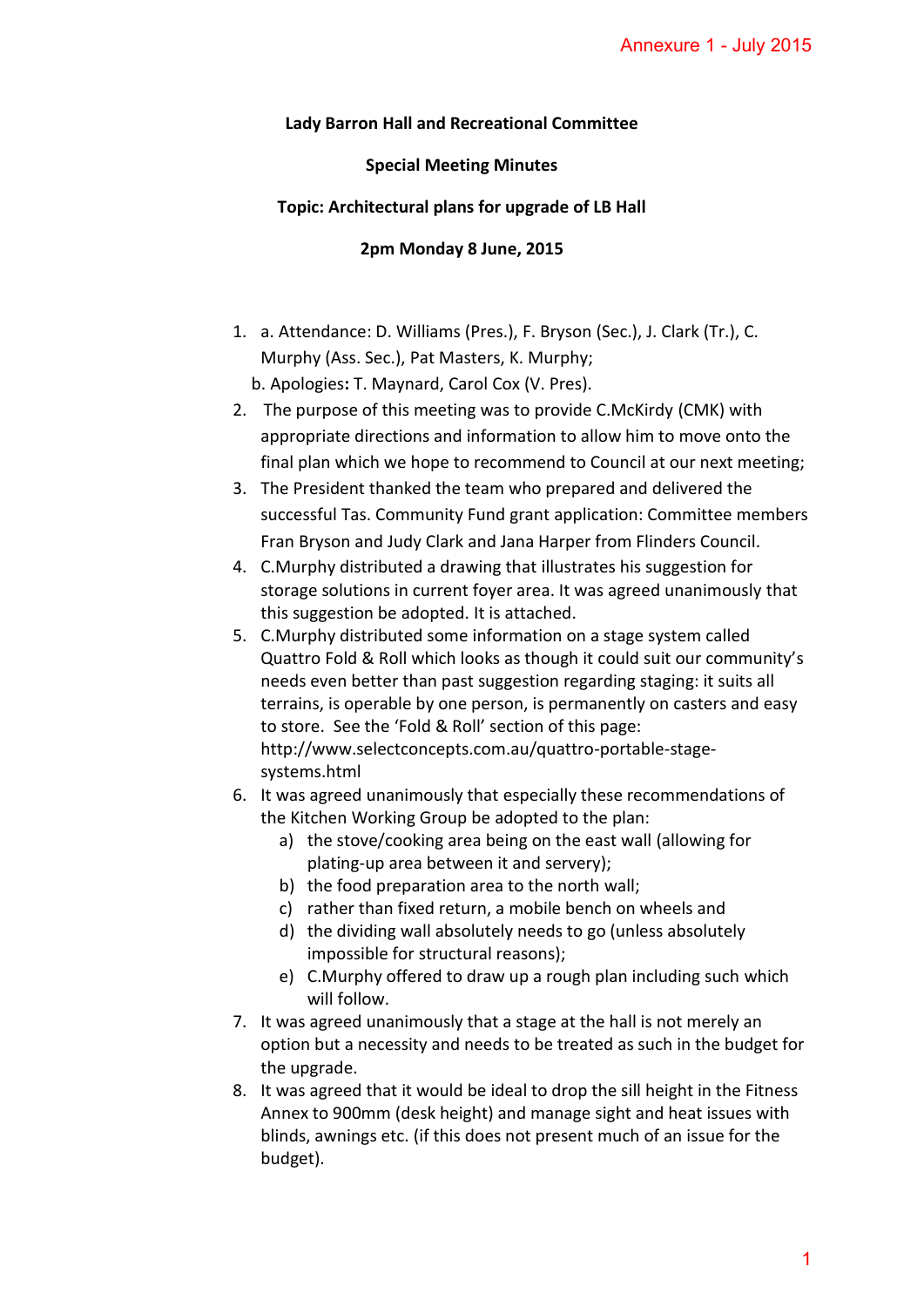Annexure 1 - July 2015

**Lady Barron Hall and Recreational Committee**

**Special Meeting Minutes**

**Topic: Architectural plans for upgrade of LB Hall**

**2pm Monday 8 June, 2015**

1. a. Attendance: D. Williams (Pres.), F. Bryson (Sec.), J. Clark (Tr.), C. Murphy (Ass. Sec.), Pat Masters, K. Murphy;
   b. Apologies**:** T. Maynard, Carol Cox (V. Pres).
2. The purpose of this meeting was to provide C.McKirdy (CMK) with appropriate directions and information to allow him to move onto the final plan which we hope to recommend to Council at our next meeting;
3. The President thanked the team who prepared and delivered the successful Tas. Community Fund grant application: Committee members Fran Bryson and Judy Clark and Jana Harper from Flinders Council.
4. C.Murphy distributed a drawing that illustrates his suggestion for storage solutions in current foyer area. It was agreed unanimously that this suggestion be adopted. It is attached.
5. C.Murphy distributed some information on a stage system called Quattro Fold & Roll which looks as though it could suit our community's needs even better than past suggestion regarding staging: it suits all terrains, is operable by one person, is permanently on casters and easy to store. See the 'Fold & Roll' section of this page: http://www.selectconcepts.com.au/quattro-portable-stage-systems.html
6. It was agreed unanimously that especially these recommendations of the Kitchen Working Group be adopted to the plan:
   a) the stove/cooking area being on the east wall (allowing for plating-up area between it and servery);
   b) the food preparation area to the north wall;
   c) rather than fixed return, a mobile bench on wheels and
   d) the dividing wall absolutely needs to go (unless absolutely impossible for structural reasons);
   e) C.Murphy offered to draw up a rough plan including such which will follow.
7. It was agreed unanimously that a stage at the hall is not merely an option but a necessity and needs to be treated as such in the budget for the upgrade.
8. It was agreed that it would be ideal to drop the sill height in the Fitness Annex to 900mm (desk height) and manage sight and heat issues with blinds, awnings etc. (if this does not present much of an issue for the budget).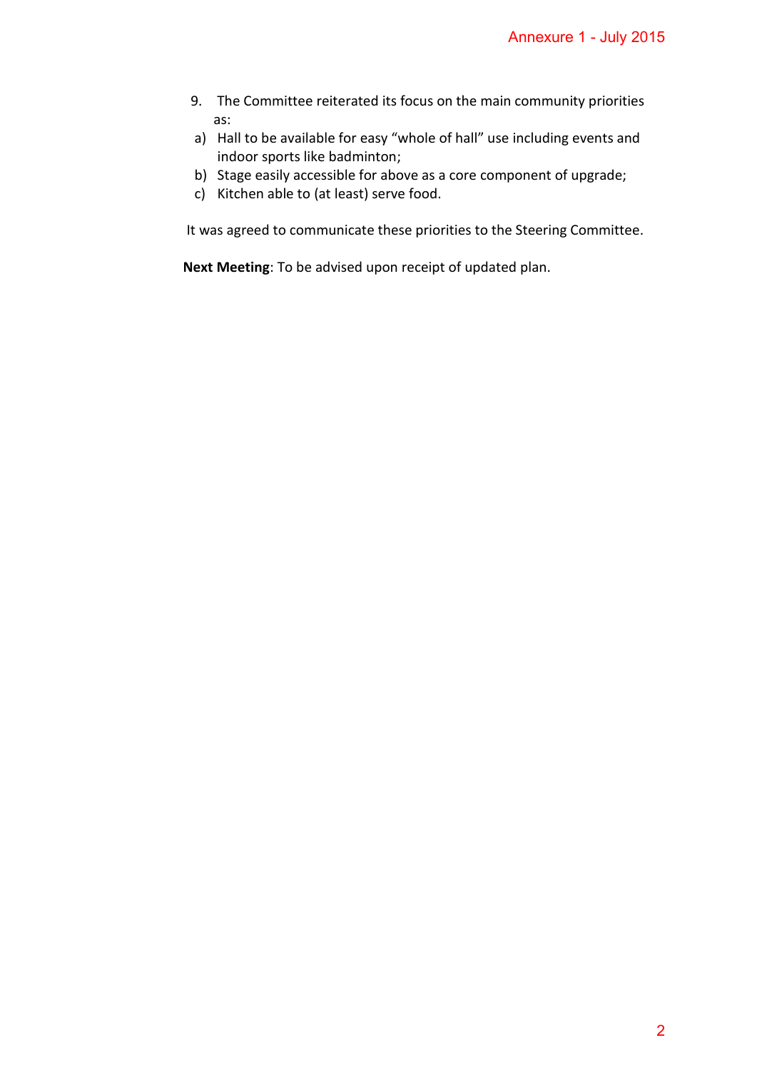9. The Committee reiterated its focus on the main community priorities as:

a) Hall to be available for easy "whole of hall" use including events and indoor sports like badminton;

b) Stage easily accessible for above as a core component of upgrade;

c) Kitchen able to (at least) serve food.

It was agreed to communicate these priorities to the Steering Committee.

**Next Meeting**: To be advised upon receipt of updated plan.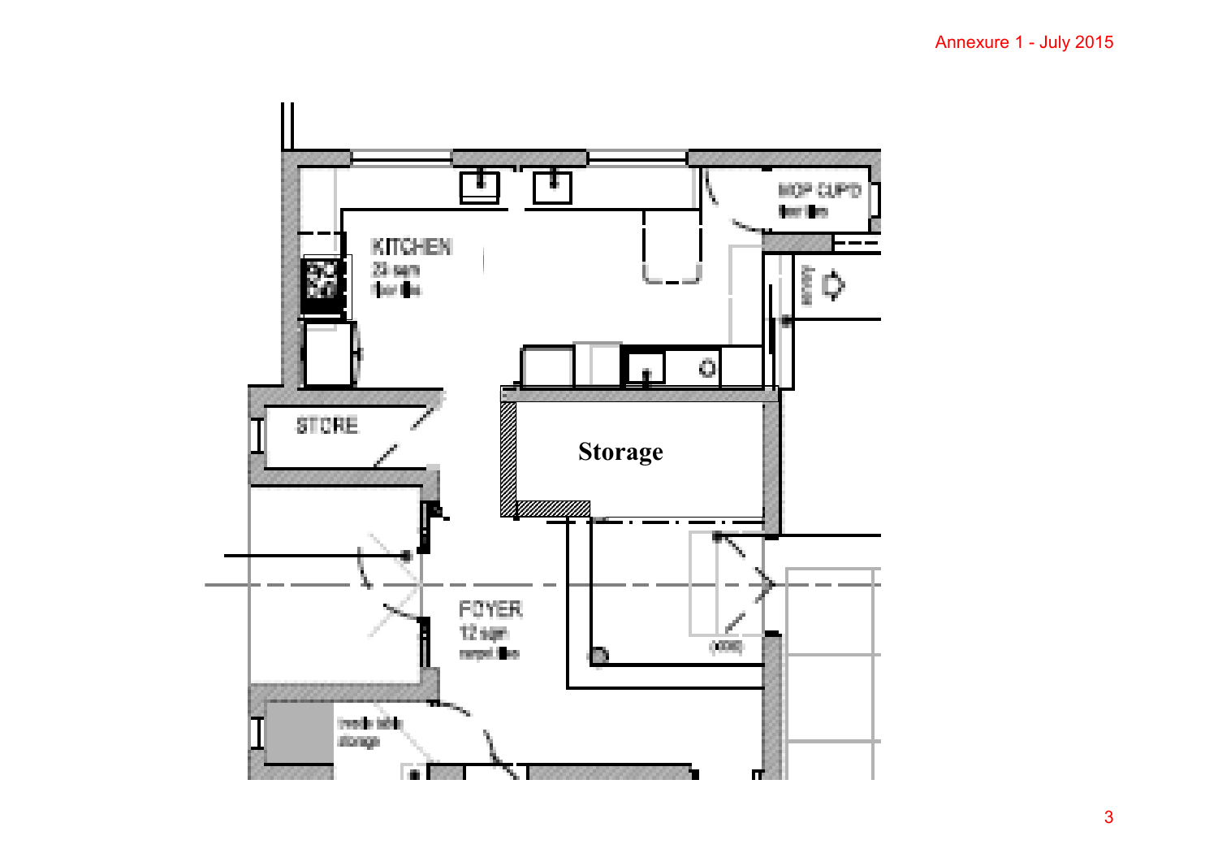MOP CUP'D
floor tiles

KITCHEN
24 sqm
floor tiles

STORE

Storage

FOYER
12 sqm
carpet tiles

trestle table
storage